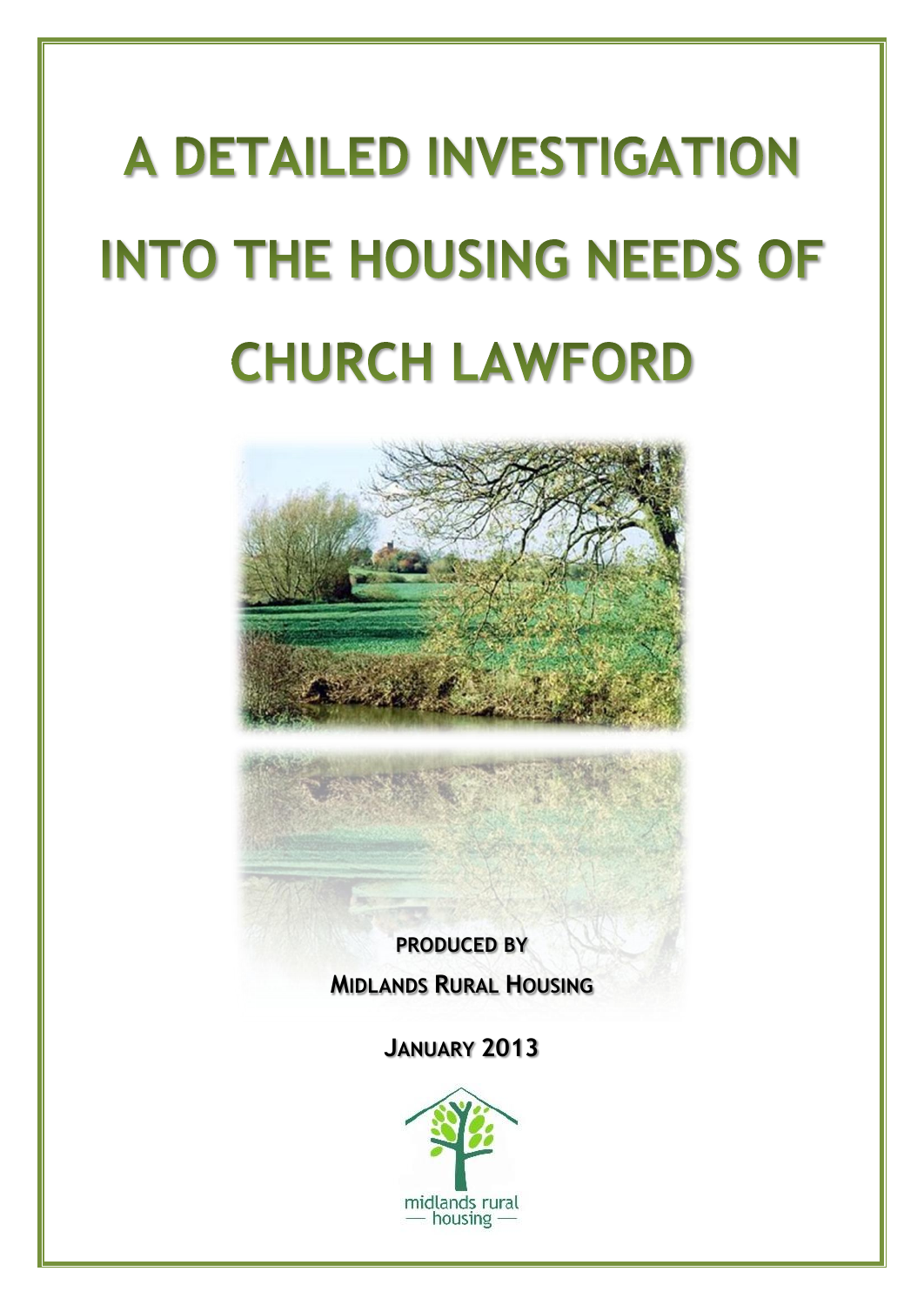# A DETAILED INVESTIGATION INTO THE HOUSING NEEDS OF CHURCH LAWFORD

**PRODUCED BY**

**MIDLANDS RURAL HOUSING**

**JANUARY 2013**

midlands rural housing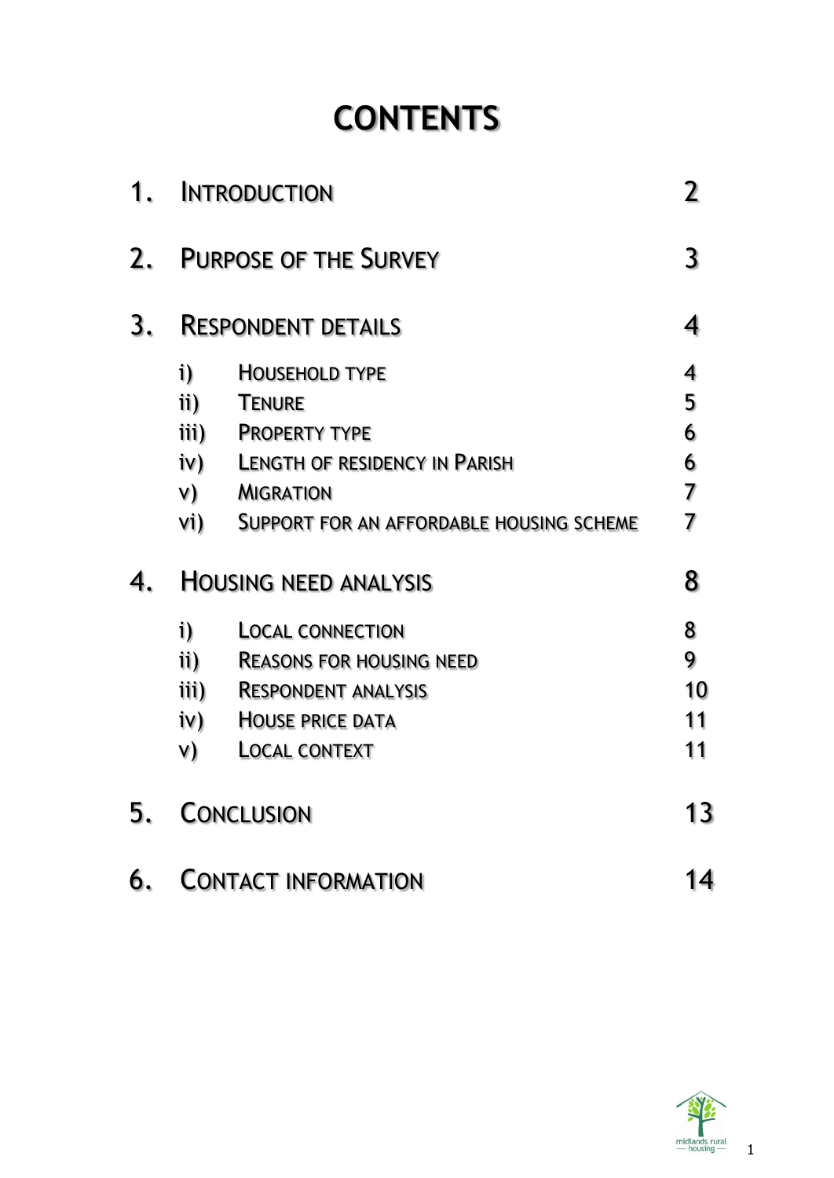# CONTENTS

| | | |
|---|---|---|
| 1. | INTRODUCTION | 2 |
| 2. | PURPOSE OF THE SURVEY | 3 |
| 3. | RESPONDENT DETAILS | 4 |
| | i) HOUSEHOLD TYPE | 4 |
| | ii) TENURE | 5 |
| | iii) PROPERTY TYPE | 6 |
| | iv) LENGTH OF RESIDENCY IN PARISH | 6 |
| | v) MIGRATION | 7 |
| | vi) SUPPORT FOR AN AFFORDABLE HOUSING SCHEME | 7 |
| 4. | HOUSING NEED ANALYSIS | 8 |
| | i) LOCAL CONNECTION | 8 |
| | ii) REASONS FOR HOUSING NEED | 9 |
| | iii) RESPONDENT ANALYSIS | 10 |
| | iv) HOUSE PRICE DATA | 11 |
| | v) LOCAL CONTEXT | 11 |
| 5. | CONCLUSION | 13 |
| 6. | CONTACT INFORMATION | 14 |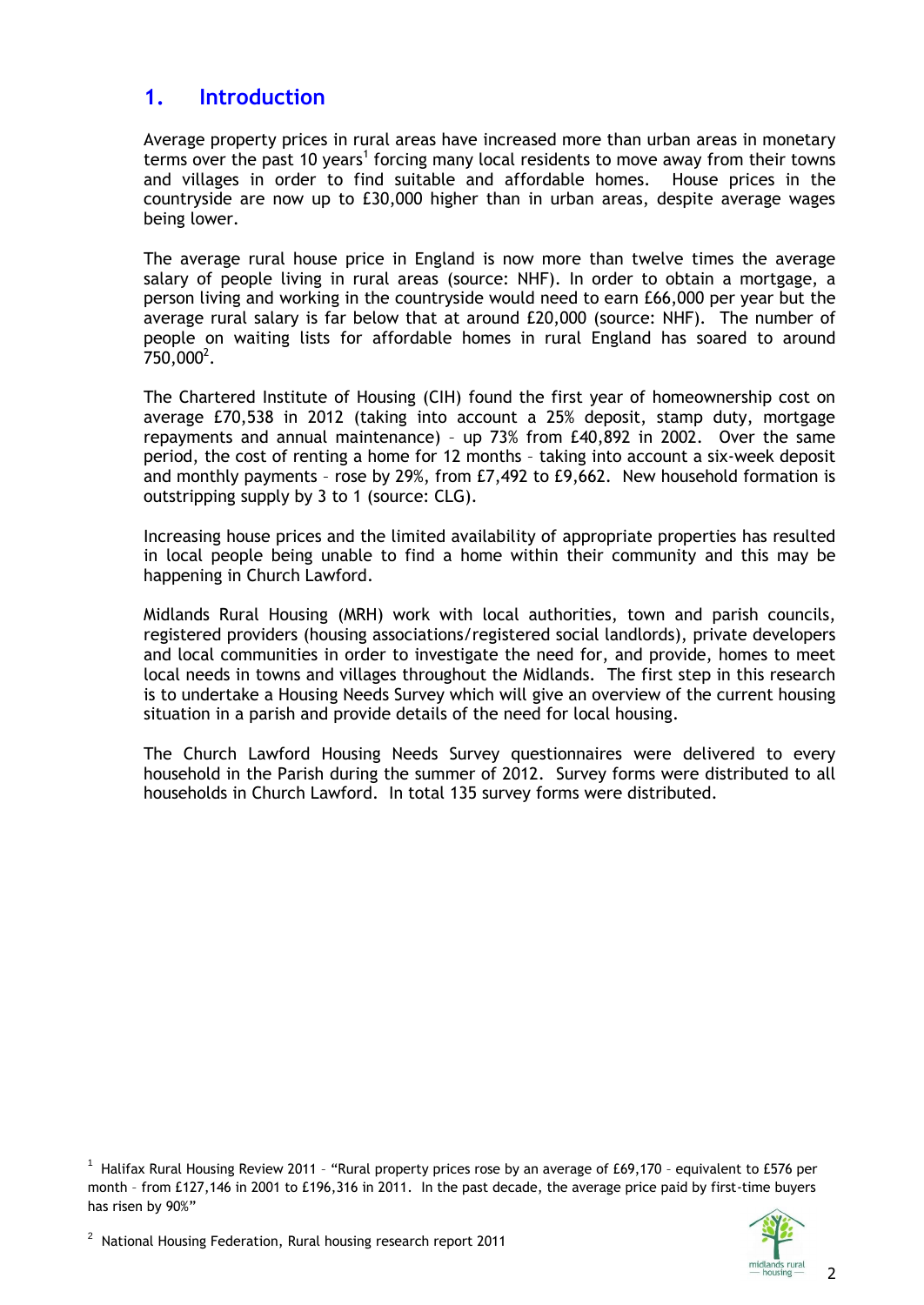## 1. Introduction

Average property prices in rural areas have increased more than urban areas in monetary terms over the past 10 years[1] forcing many local residents to move away from their towns and villages in order to find suitable and affordable homes. House prices in the countryside are now up to £30,000 higher than in urban areas, despite average wages being lower.

The average rural house price in England is now more than twelve times the average salary of people living in rural areas (source: NHF). In order to obtain a mortgage, a person living and working in the countryside would need to earn £66,000 per year but the average rural salary is far below that at around £20,000 (source: NHF). The number of people on waiting lists for affordable homes in rural England has soared to around 750,000[2].

The Chartered Institute of Housing (CIH) found the first year of homeownership cost on average £70,538 in 2012 (taking into account a 25% deposit, stamp duty, mortgage repayments and annual maintenance) – up 73% from £40,892 in 2002. Over the same period, the cost of renting a home for 12 months – taking into account a six-week deposit and monthly payments – rose by 29%, from £7,492 to £9,662. New household formation is outstripping supply by 3 to 1 (source: CLG).

Increasing house prices and the limited availability of appropriate properties has resulted in local people being unable to find a home within their community and this may be happening in Church Lawford.

Midlands Rural Housing (MRH) work with local authorities, town and parish councils, registered providers (housing associations/registered social landlords), private developers and local communities in order to investigate the need for, and provide, homes to meet local needs in towns and villages throughout the Midlands. The first step in this research is to undertake a Housing Needs Survey which will give an overview of the current housing situation in a parish and provide details of the need for local housing.

The Church Lawford Housing Needs Survey questionnaires were delivered to every household in the Parish during the summer of 2012. Survey forms were distributed to all households in Church Lawford. In total 135 survey forms were distributed.

---

[1] Halifax Rural Housing Review 2011 – "Rural property prices rose by an average of £69,170 – equivalent to £576 per month – from £127,146 in 2001 to £196,316 in 2011. In the past decade, the average price paid by first-time buyers has risen by 90%"

[2] National Housing Federation, Rural housing research report 2011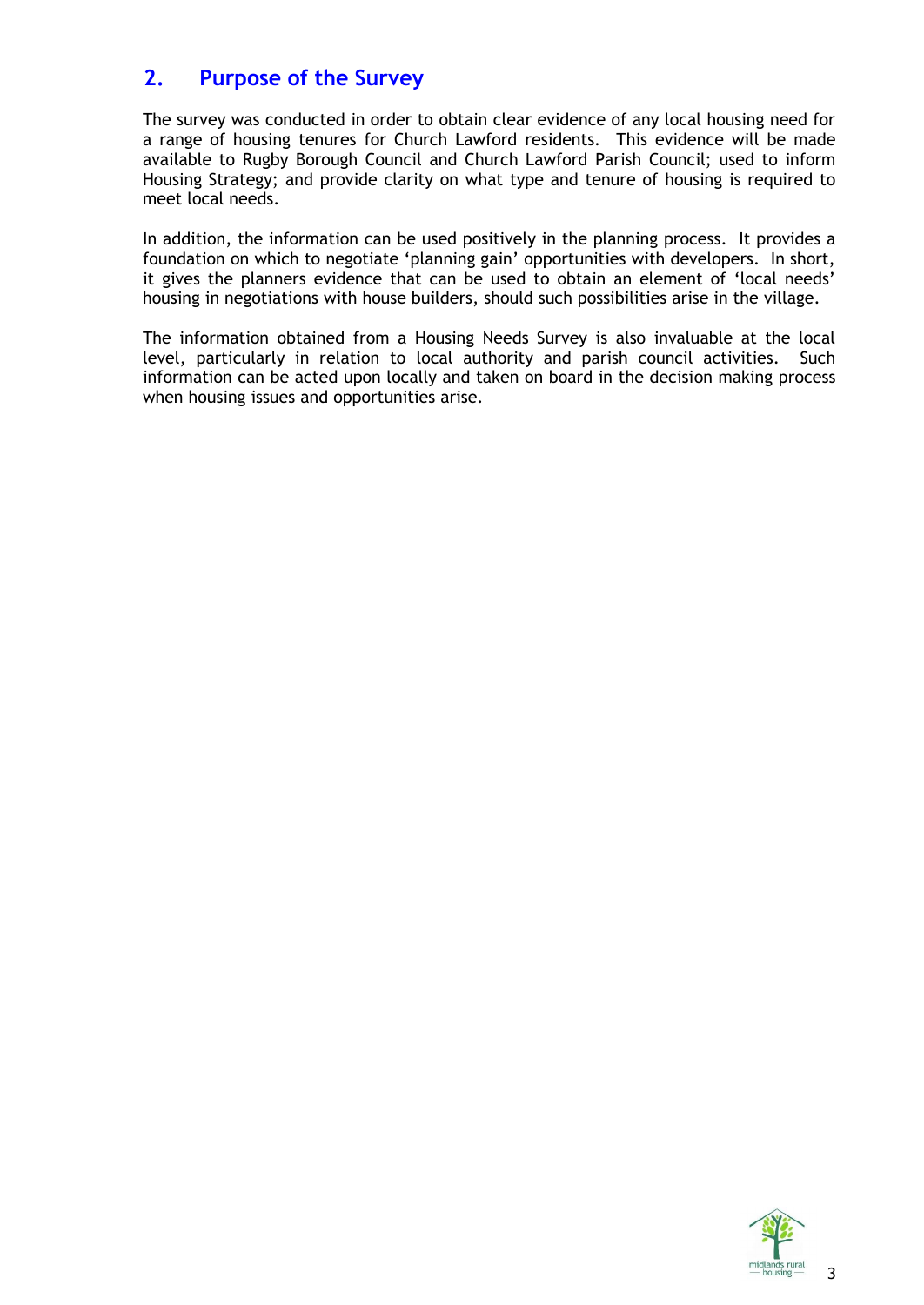## 2. Purpose of the Survey

The survey was conducted in order to obtain clear evidence of any local housing need for a range of housing tenures for Church Lawford residents. This evidence will be made available to Rugby Borough Council and Church Lawford Parish Council; used to inform Housing Strategy; and provide clarity on what type and tenure of housing is required to meet local needs.

In addition, the information can be used positively in the planning process. It provides a foundation on which to negotiate 'planning gain' opportunities with developers. In short, it gives the planners evidence that can be used to obtain an element of 'local needs' housing in negotiations with house builders, should such possibilities arise in the village.

The information obtained from a Housing Needs Survey is also invaluable at the local level, particularly in relation to local authority and parish council activities. Such information can be acted upon locally and taken on board in the decision making process when housing issues and opportunities arise.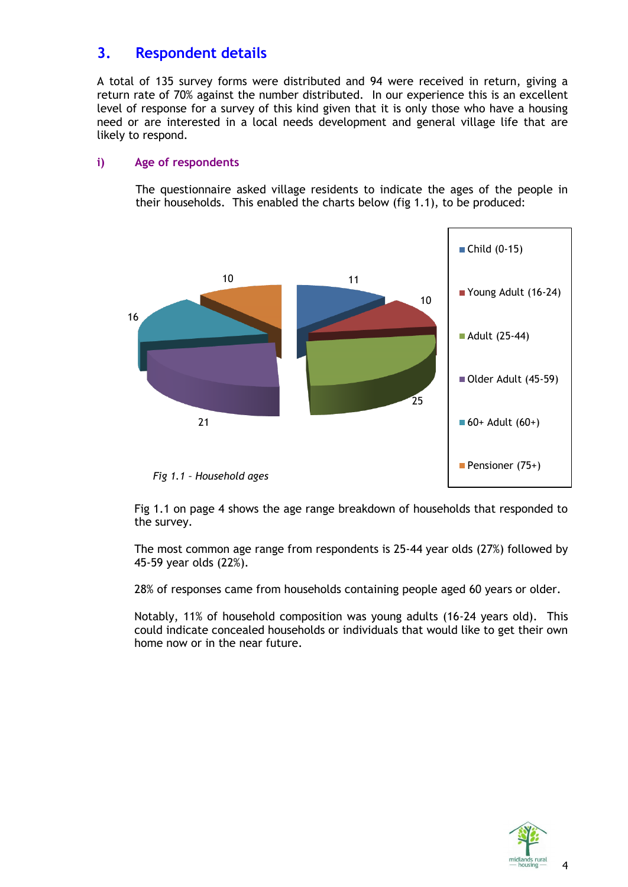## 3. Respondent details

A total of 135 survey forms were distributed and 94 were received in return, giving a return rate of 70% against the number distributed. In our experience this is an excellent level of response for a survey of this kind given that it is only those who have a housing need or are interested in a local needs development and general village life that are likely to respond.

### i) Age of respondents

The questionnaire asked village residents to indicate the ages of the people in their households. This enabled the charts below (fig 1.1), to be produced:

| Age group | Count |
|---|---|
| Child (0-15) | 11 |
| Young Adult (16-24) | 10 |
| Adult (25-44) | 25 |
| Older Adult (45-59) | 21 |
| 60+ Adult (60+) | 16 |
| Pensioner (75+) | 10 |

*Fig 1.1 – Household ages*

Fig 1.1 on page 4 shows the age range breakdown of households that responded to the survey.

The most common age range from respondents is 25-44 year olds (27%) followed by 45-59 year olds (22%).

28% of responses came from households containing people aged 60 years or older.

Notably, 11% of household composition was young adults (16-24 years old). This could indicate concealed households or individuals that would like to get their own home now or in the near future.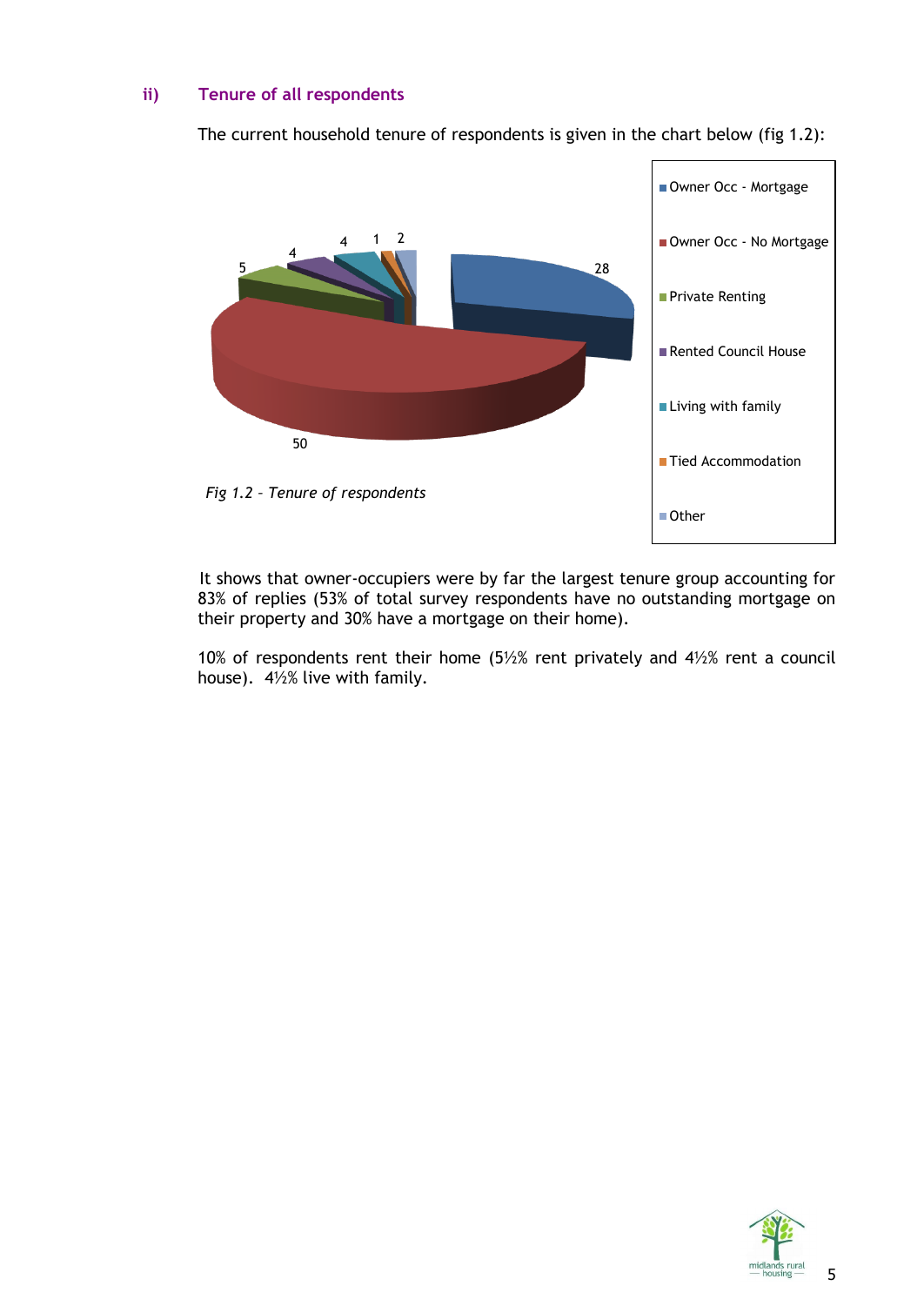### ii) Tenure of all respondents

The current household tenure of respondents is given in the chart below (fig 1.2):

| Tenure | Respondents |
|---|---|
| Owner Occ - Mortgage | 28 |
| Owner Occ - No Mortgage | 50 |
| Private Renting | 5 |
| Rented Council House | 4 |
| Living with family | 4 |
| Tied Accommodation | 1 |
| Other | 2 |

*Fig 1.2 – Tenure of respondents*

It shows that owner-occupiers were by far the largest tenure group accounting for 83% of replies (53% of total survey respondents have no outstanding mortgage on their property and 30% have a mortgage on their home).

10% of respondents rent their home (5½% rent privately and 4½% rent a council house). 4½% live with family.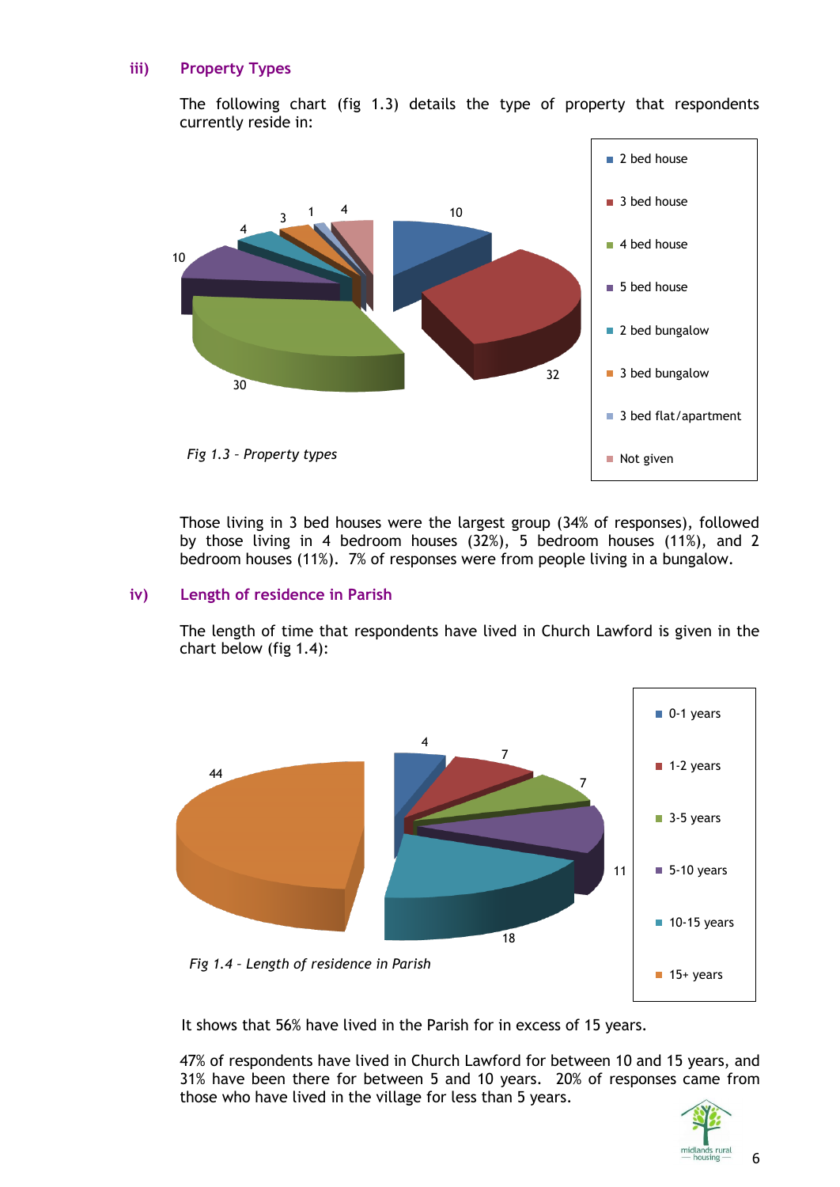### iii) Property Types

The following chart (fig 1.3) details the type of property that respondents currently reside in:

| Property type | Responses |
|---|---|
| 2 bed house | 10 |
| 3 bed house | 32 |
| 4 bed house | 30 |
| 5 bed house | 10 |
| 2 bed bungalow | 4 |
| 3 bed bungalow | 3 |
| 3 bed flat/apartment | 1 |
| Not given | 4 |

*Fig 1.3 – Property types*

Those living in 3 bed houses were the largest group (34% of responses), followed by those living in 4 bedroom houses (32%), 5 bedroom houses (11%), and 2 bedroom houses (11%). 7% of responses were from people living in a bungalow.

### iv) Length of residence in Parish

The length of time that respondents have lived in Church Lawford is given in the chart below (fig 1.4):

| Length of residence | Responses |
|---|---|
| 0-1 years | 4 |
| 1-2 years | 7 |
| 3-5 years | 7 |
| 5-10 years | 11 |
| 10-15 years | 18 |
| 15+ years | 44 |

*Fig 1.4 – Length of residence in Parish*

It shows that 56% have lived in the Parish for in excess of 15 years.

47% of respondents have lived in Church Lawford for between 10 and 15 years, and 31% have been there for between 5 and 10 years. 20% of responses came from those who have lived in the village for less than 5 years.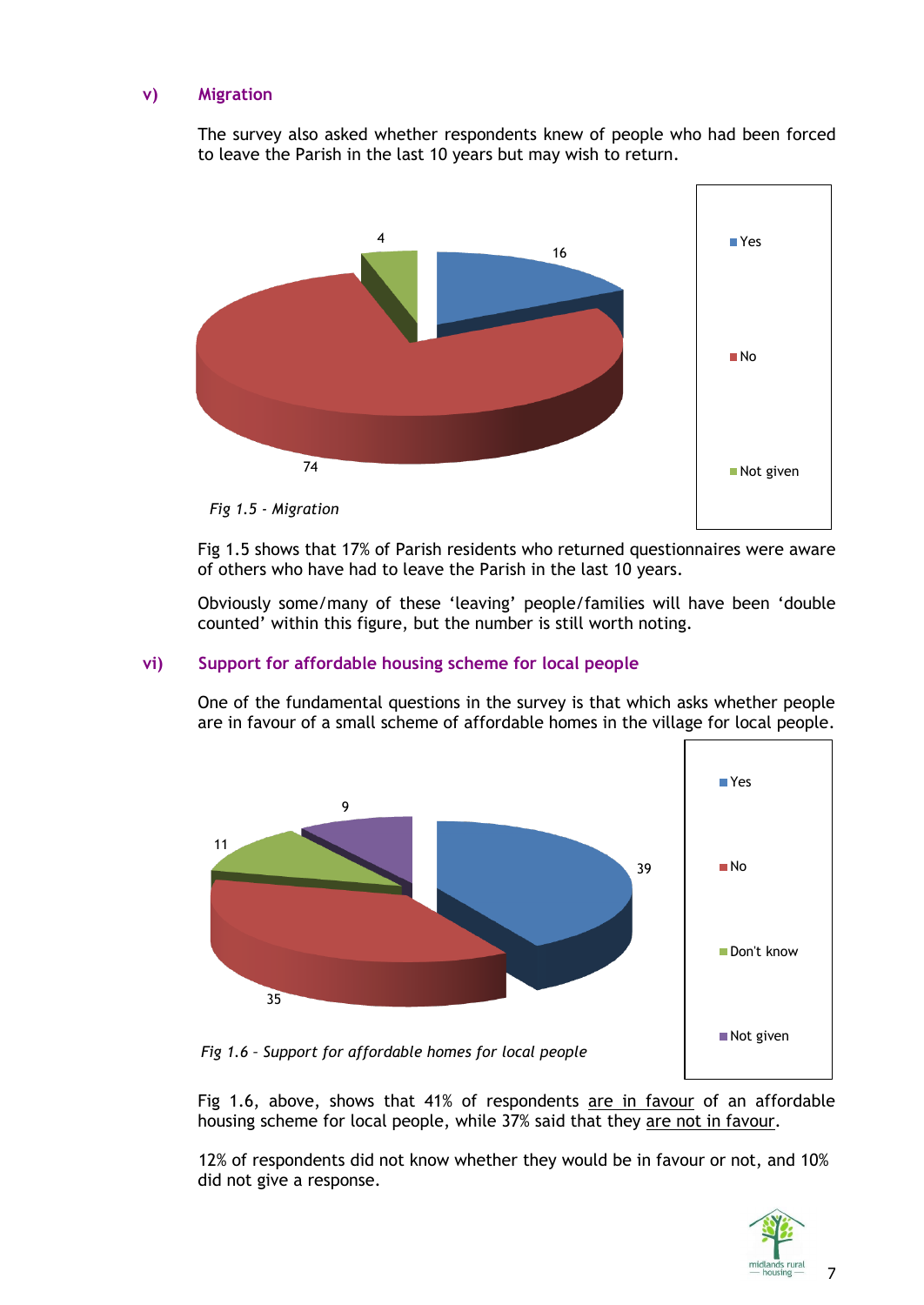### v) Migration

The survey also asked whether respondents knew of people who had been forced to leave the Parish in the last 10 years but may wish to return.

*Fig 1.5 - Migration*

Fig 1.5 shows that 17% of Parish residents who returned questionnaires were aware of others who have had to leave the Parish in the last 10 years.

Obviously some/many of these 'leaving' people/families will have been 'double counted' within this figure, but the number is still worth noting.

### vi) Support for affordable housing scheme for local people

One of the fundamental questions in the survey is that which asks whether people are in favour of a small scheme of affordable homes in the village for local people.

*Fig 1.6 – Support for affordable homes for local people*

Fig 1.6, above, shows that 41% of respondents are in favour of an affordable housing scheme for local people, while 37% said that they are not in favour.

12% of respondents did not know whether they would be in favour or not, and 10% did not give a response.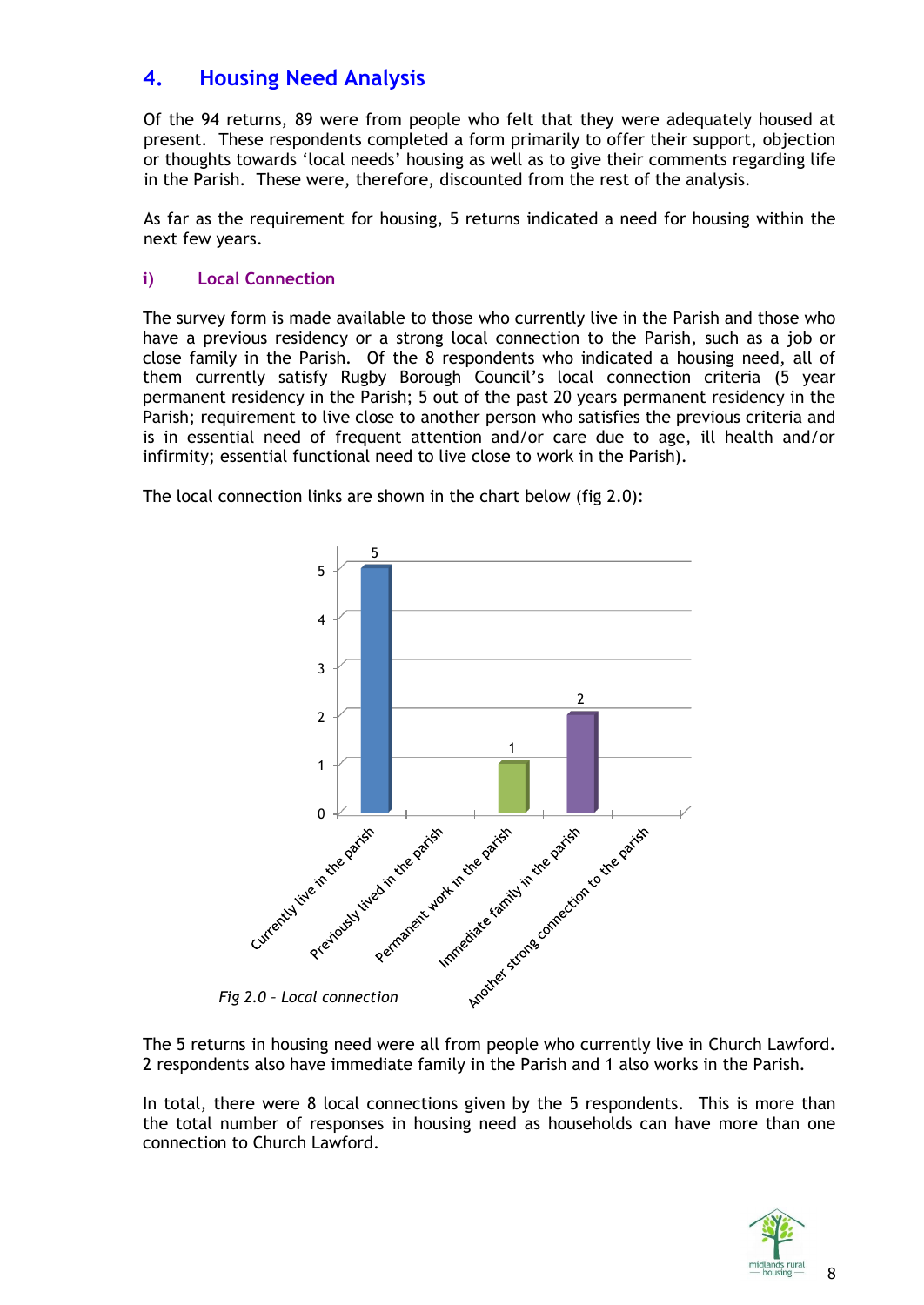## 4. Housing Need Analysis

Of the 94 returns, 89 were from people who felt that they were adequately housed at present. These respondents completed a form primarily to offer their support, objection or thoughts towards 'local needs' housing as well as to give their comments regarding life in the Parish. These were, therefore, discounted from the rest of the analysis.

As far as the requirement for housing, 5 returns indicated a need for housing within the next few years.

### i) Local Connection

The survey form is made available to those who currently live in the Parish and those who have a previous residency or a strong local connection to the Parish, such as a job or close family in the Parish. Of the 8 respondents who indicated a housing need, all of them currently satisfy Rugby Borough Council's local connection criteria (5 year permanent residency in the Parish; 5 out of the past 20 years permanent residency in the Parish; requirement to live close to another person who satisfies the previous criteria and is in essential need of frequent attention and/or care due to age, ill health and/or infirmity; essential functional need to live close to work in the Parish).

The local connection links are shown in the chart below (fig 2.0):

| Local connection | Number |
|---|---|
| Currently live in the parish | 5 |
| Previously lived in the parish | |
| Permanent work in the parish | 1 |
| Immediate family in the parish | 2 |
| Another strong connection to the parish | |

*Fig 2.0 – Local connection*

The 5 returns in housing need were all from people who currently live in Church Lawford. 2 respondents also have immediate family in the Parish and 1 also works in the Parish.

In total, there were 8 local connections given by the 5 respondents. This is more than the total number of responses in housing need as households can have more than one connection to Church Lawford.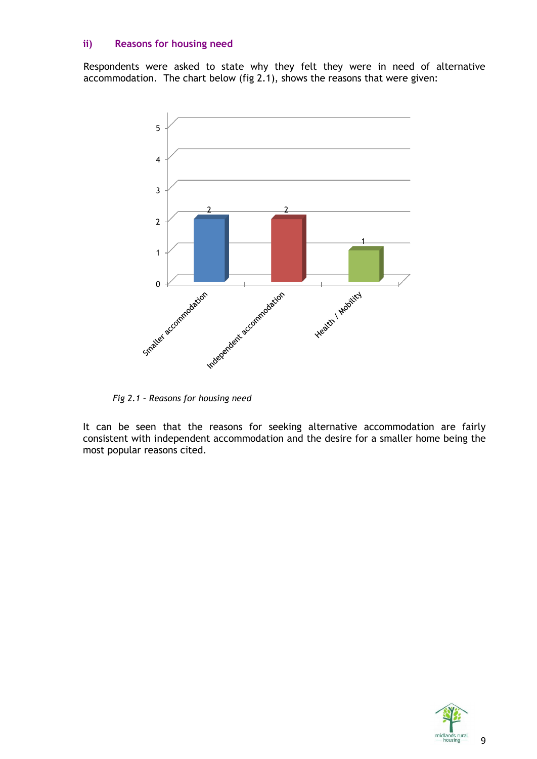### ii) Reasons for housing need

Respondents were asked to state why they felt they were in need of alternative accommodation. The chart below (fig 2.1), shows the reasons that were given:

| Reason | Count |
|---|---|
| Smaller accommodation | 2 |
| Independent accommodation | 2 |
| Health / Mobility | 1 |

*Fig 2.1 – Reasons for housing need*

It can be seen that the reasons for seeking alternative accommodation are fairly consistent with independent accommodation and the desire for a smaller home being the most popular reasons cited.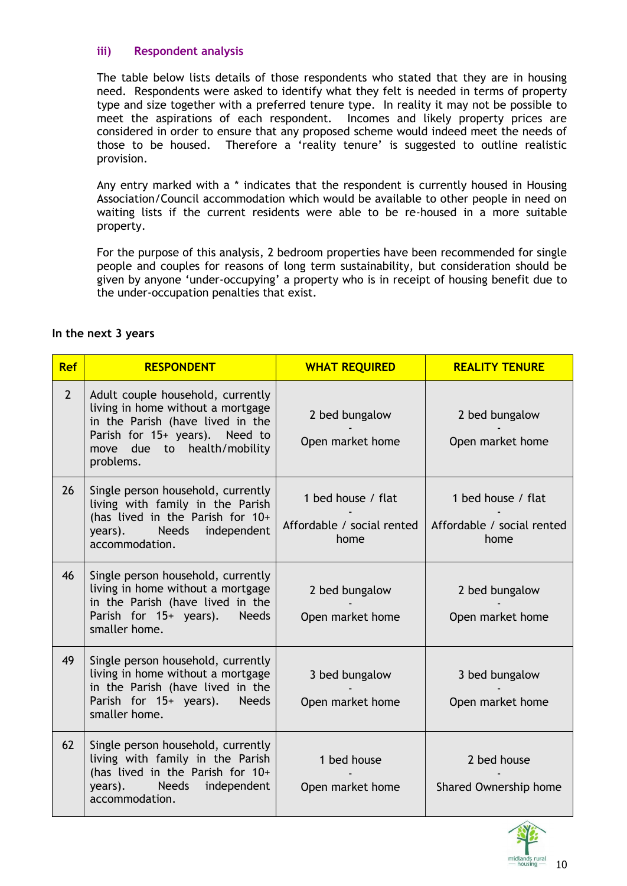### iii) Respondent analysis

The table below lists details of those respondents who stated that they are in housing need. Respondents were asked to identify what they felt is needed in terms of property type and size together with a preferred tenure type. In reality it may not be possible to meet the aspirations of each respondent. Incomes and likely property prices are considered in order to ensure that any proposed scheme would indeed meet the needs of those to be housed. Therefore a 'reality tenure' is suggested to outline realistic provision.

Any entry marked with a * indicates that the respondent is currently housed in Housing Association/Council accommodation which would be available to other people in need on waiting lists if the current residents were able to be re-housed in a more suitable property.

For the purpose of this analysis, 2 bedroom properties have been recommended for single people and couples for reasons of long term sustainability, but consideration should be given by anyone 'under-occupying' a property who is in receipt of housing benefit due to the under-occupation penalties that exist.

**In the next 3 years**

| Ref | RESPONDENT | WHAT REQUIRED | REALITY TENURE |
|---|---|---|---|
| 2 | Adult couple household, currently living in home without a mortgage in the Parish (have lived in the Parish for 15+ years). Need to move due to health/mobility problems. | 2 bed bungalow - Open market home | 2 bed bungalow - Open market home |
| 26 | Single person household, currently living with family in the Parish (has lived in the Parish for 10+ years). Needs independent accommodation. | 1 bed house / flat - Affordable / social rented home | 1 bed house / flat - Affordable / social rented home |
| 46 | Single person household, currently living in home without a mortgage in the Parish (have lived in the Parish for 15+ years). Needs smaller home. | 2 bed bungalow - Open market home | 2 bed bungalow - Open market home |
| 49 | Single person household, currently living in home without a mortgage in the Parish (have lived in the Parish for 15+ years). Needs smaller home. | 3 bed bungalow - Open market home | 3 bed bungalow - Open market home |
| 62 | Single person household, currently living with family in the Parish (has lived in the Parish for 10+ years). Needs independent accommodation. | 1 bed house - Open market home | 2 bed house - Shared Ownership home |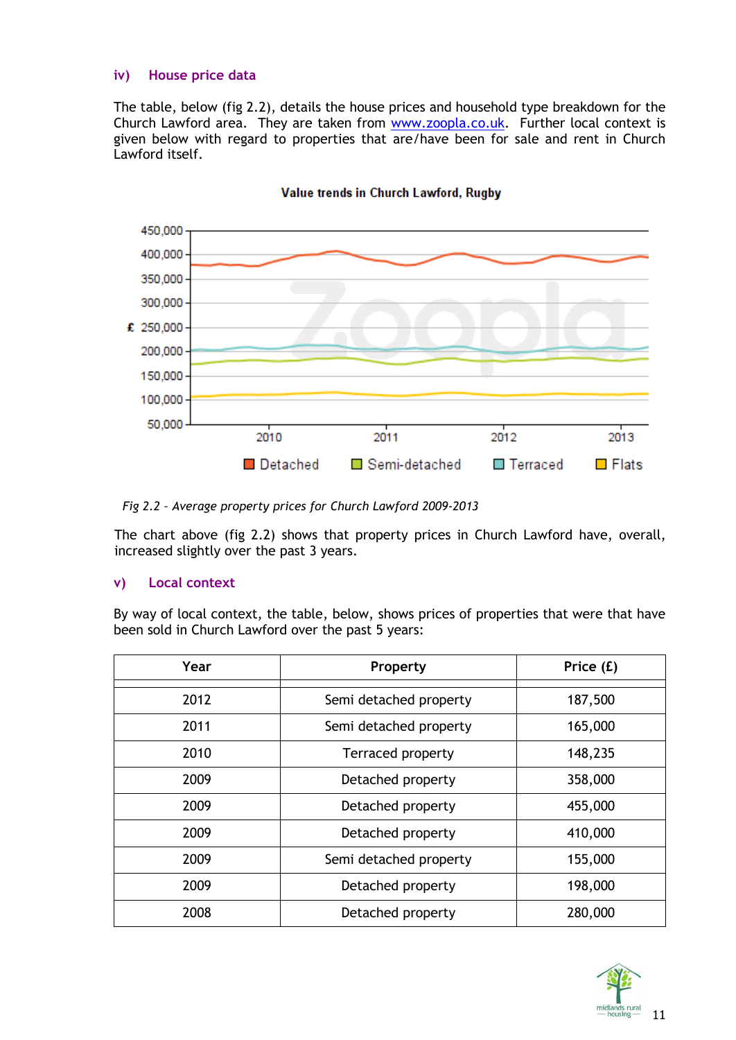### iv) House price data

The table, below (fig 2.2), details the house prices and household type breakdown for the Church Lawford area. They are taken from www.zoopla.co.uk. Further local context is given below with regard to properties that are/have been for sale and rent in Church Lawford itself.

*Fig 2.2 – Average property prices for Church Lawford 2009-2013*

The chart above (fig 2.2) shows that property prices in Church Lawford have, overall, increased slightly over the past 3 years.

### v) Local context

By way of local context, the table, below, shows prices of properties that were that have been sold in Church Lawford over the past 5 years:

| Year | Property | Price (£) |
|---|---|---|
| 2012 | Semi detached property | 187,500 |
| 2011 | Semi detached property | 165,000 |
| 2010 | Terraced property | 148,235 |
| 2009 | Detached property | 358,000 |
| 2009 | Detached property | 455,000 |
| 2009 | Detached property | 410,000 |
| 2009 | Semi detached property | 155,000 |
| 2009 | Detached property | 198,000 |
| 2008 | Detached property | 280,000 |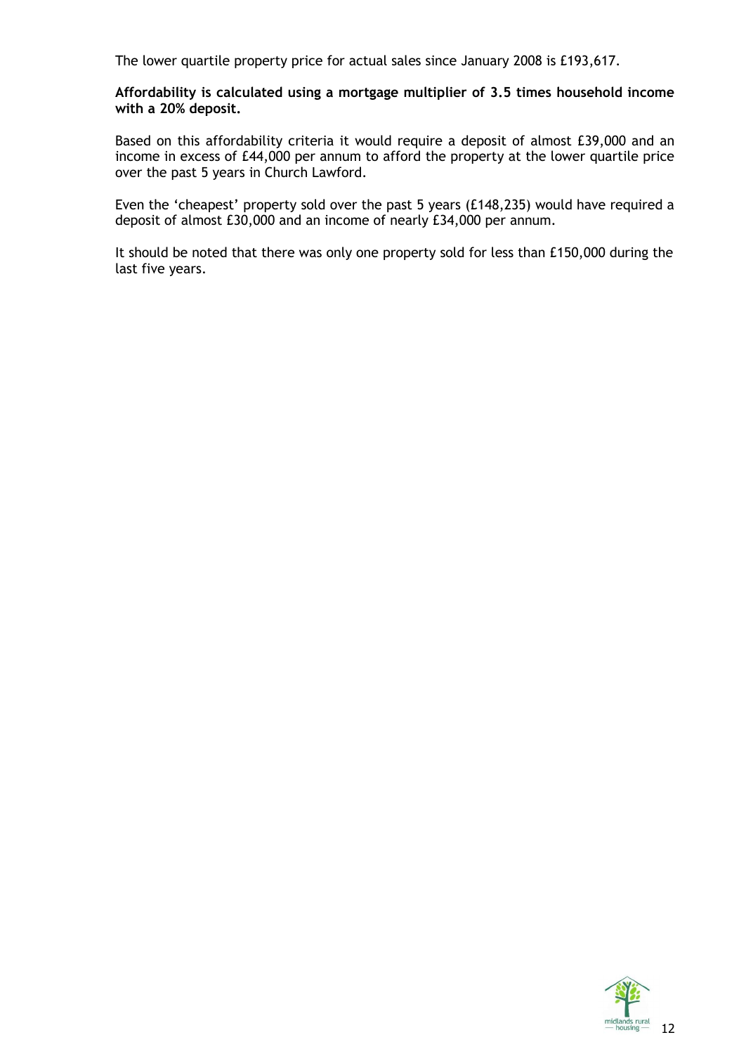The lower quartile property price for actual sales since January 2008 is £193,617.

**Affordability is calculated using a mortgage multiplier of 3.5 times household income with a 20% deposit.**

Based on this affordability criteria it would require a deposit of almost £39,000 and an income in excess of £44,000 per annum to afford the property at the lower quartile price over the past 5 years in Church Lawford.

Even the 'cheapest' property sold over the past 5 years (£148,235) would have required a deposit of almost £30,000 and an income of nearly £34,000 per annum.

It should be noted that there was only one property sold for less than £150,000 during the last five years.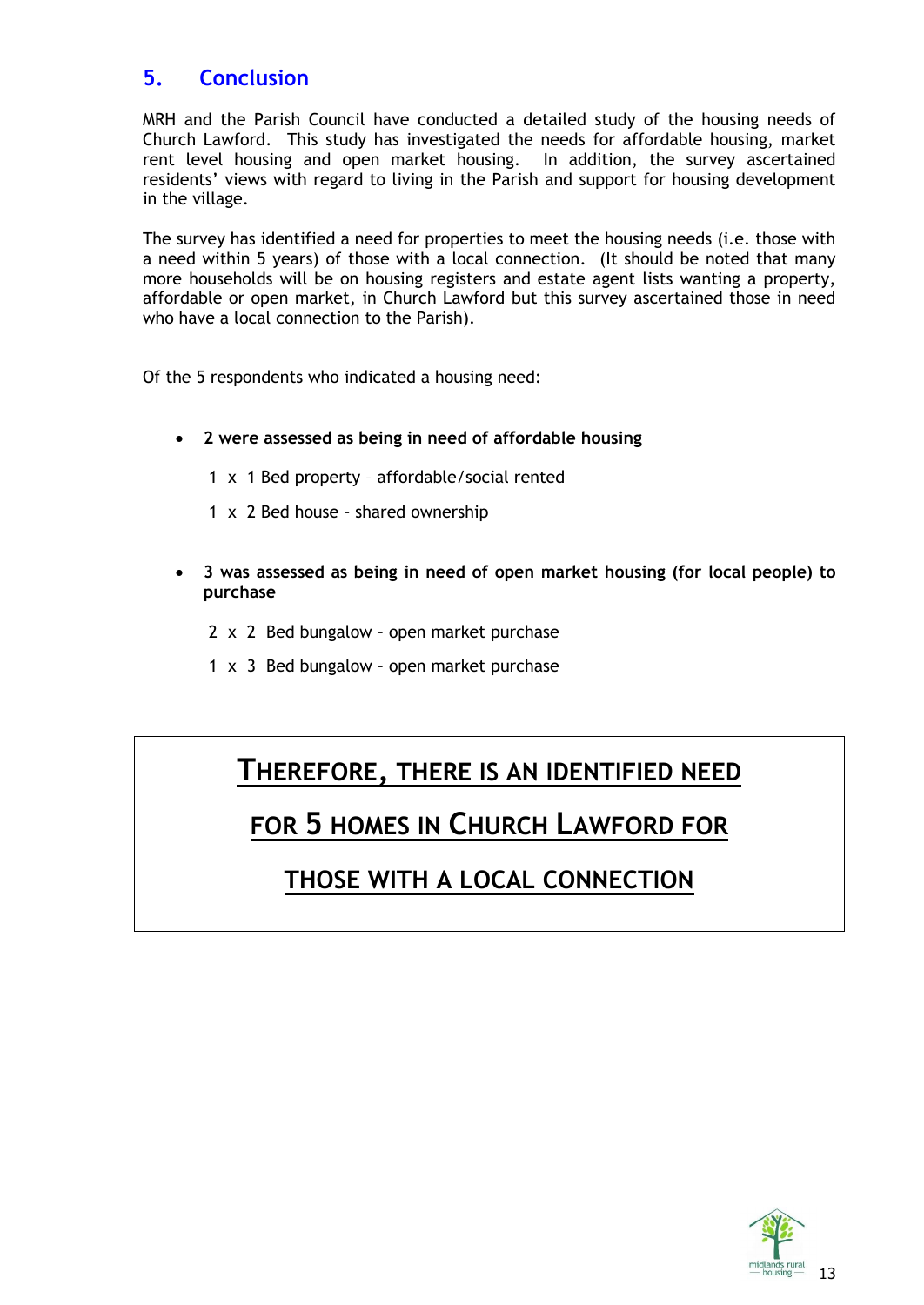## 5. Conclusion

MRH and the Parish Council have conducted a detailed study of the housing needs of Church Lawford. This study has investigated the needs for affordable housing, market rent level housing and open market housing. In addition, the survey ascertained residents' views with regard to living in the Parish and support for housing development in the village.

The survey has identified a need for properties to meet the housing needs (i.e. those with a need within 5 years) of those with a local connection. (It should be noted that many more households will be on housing registers and estate agent lists wanting a property, affordable or open market, in Church Lawford but this survey ascertained those in need who have a local connection to the Parish).

Of the 5 respondents who indicated a housing need:

- **2 were assessed as being in need of affordable housing**

  1 x 1 Bed property – affordable/social rented

  1 x 2 Bed house – shared ownership

- **3 was assessed as being in need of open market housing (for local people) to purchase**

  2 x 2 Bed bungalow – open market purchase

  1 x 3 Bed bungalow – open market purchase

**THEREFORE, THERE IS AN IDENTIFIED NEED FOR 5 HOMES IN CHURCH LAWFORD FOR THOSE WITH A LOCAL CONNECTION**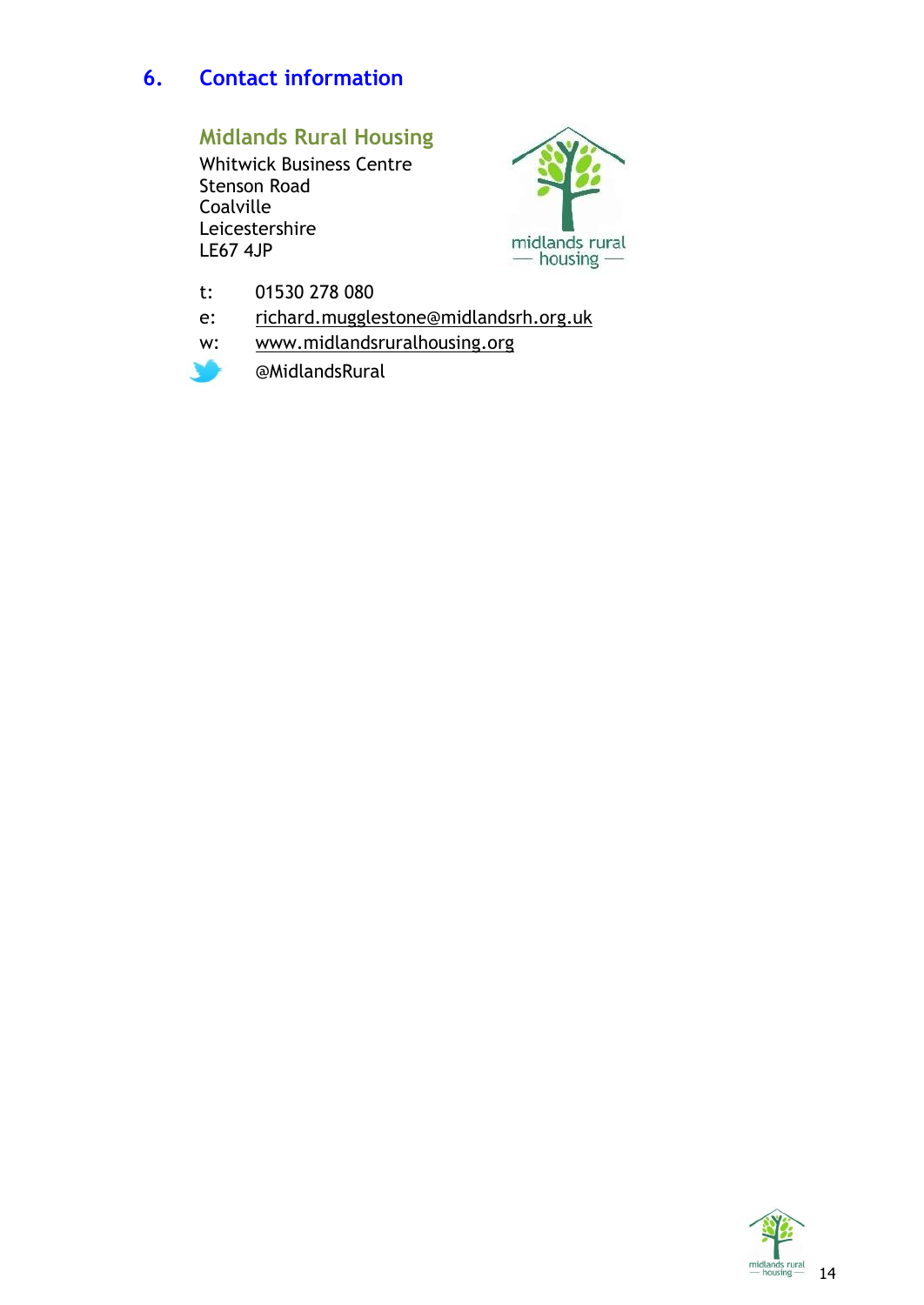## 6. Contact information

### Midlands Rural Housing

Whitwick Business Centre
Stenson Road
Coalville
Leicestershire
LE67 4JP

t: 01530 278 080
e: richard.mugglestone@midlandsrh.org.uk
w: www.midlandsruralhousing.org
@MidlandsRural